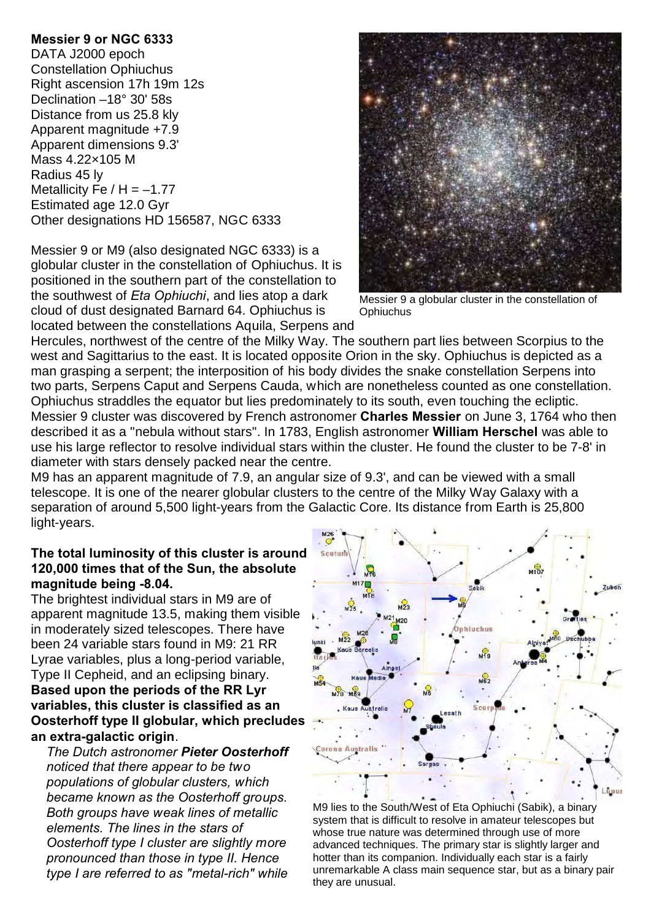**Messier 9 or NGC 6333**
DATA J2000 epoch
Constellation Ophiuchus
Right ascension 17h 19m 12s
Declination –18° 30' 58s
Distance from us 25.8 kly
Apparent magnitude +7.9
Apparent dimensions 9.3'
Mass 4.22×105 M
Radius 45 ly
Metallicity Fe / H = –1.77
Estimated age 12.0 Gyr
Other designations HD 156587, NGC 6333

Messier 9 or M9 (also designated NGC 6333) is a globular cluster in the constellation of Ophiuchus. It is positioned in the southern part of the constellation to the southwest of *Eta Ophiuchi*, and lies atop a dark cloud of dust designated Barnard 64. Ophiuchus is located between the constellations Aquila, Serpens and Hercules, northwest of the centre of the Milky Way. The southern part lies between Scorpius to the west and Sagittarius to the east. It is located opposite Orion in the sky. Ophiuchus is depicted as a man grasping a serpent; the interposition of his body divides the snake constellation Serpens into two parts, Serpens Caput and Serpens Cauda, which are nonetheless counted as one constellation. Ophiuchus straddles the equator but lies predominately to its south, even touching the ecliptic. Messier 9 cluster was discovered by French astronomer **Charles Messier** on June 3, 1764 who then described it as a "nebula without stars". In 1783, English astronomer **William Herschel** was able to use his large reflector to resolve individual stars within the cluster. He found the cluster to be 7-8' in diameter with stars densely packed near the centre.

Messier 9 a globular cluster in the constellation of Ophiuchus

M9 has an apparent magnitude of 7.9, an angular size of 9.3', and can be viewed with a small telescope. It is one of the nearer globular clusters to the centre of the Milky Way Galaxy with a separation of around 5,500 light-years from the Galactic Core. Its distance from Earth is 25,800 light-years.

**The total luminosity of this cluster is around 120,000 times that of the Sun, the absolute magnitude being -8.04.**

The brightest individual stars in M9 are of apparent magnitude 13.5, making them visible in moderately sized telescopes. There have been 24 variable stars found in M9: 21 RR Lyrae variables, plus a long-period variable, Type II Cepheid, and an eclipsing binary. **Based upon the periods of the RR Lyr variables, this cluster is classified as an Oosterhoff type II globular, which precludes an extra-galactic origin**.

*The Dutch astronomer **Pieter Oosterhoff** noticed that there appear to be two populations of globular clusters, which became known as the Oosterhoff groups. Both groups have weak lines of metallic elements. The lines in the stars of Oosterhoff type I cluster are slightly more pronounced than those in type II. Hence type I are referred to as "metal-rich" while*

M9 lies to the South/West of Eta Ophiuchi (Sabik), a binary system that is difficult to resolve in amateur telescopes but whose true nature was determined through use of more advanced techniques. The primary star is slightly larger and hotter than its companion. Individually each star is a fairly unremarkable A class main sequence star, but as a binary pair they are unusual.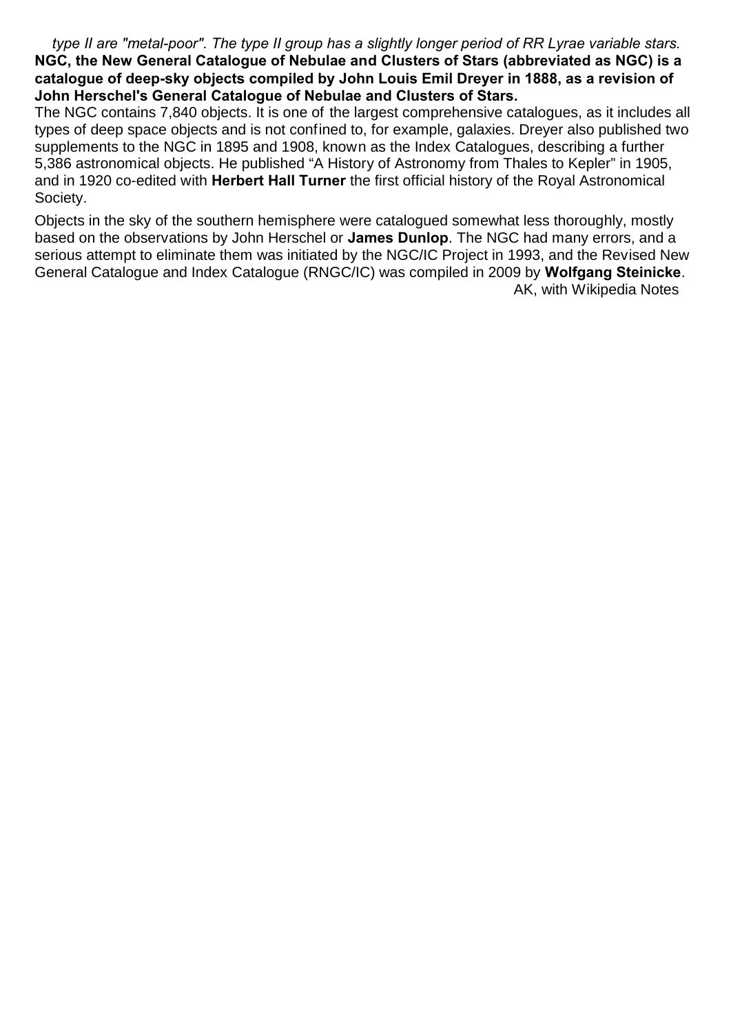*type II are "metal-poor". The type II group has a slightly longer period of RR Lyrae variable stars.*

**NGC, the New General Catalogue of Nebulae and Clusters of Stars (abbreviated as NGC) is a catalogue of deep-sky objects compiled by John Louis Emil Dreyer in 1888, as a revision of John Herschel's General Catalogue of Nebulae and Clusters of Stars.**

The NGC contains 7,840 objects. It is one of the largest comprehensive catalogues, as it includes all types of deep space objects and is not confined to, for example, galaxies. Dreyer also published two supplements to the NGC in 1895 and 1908, known as the Index Catalogues, describing a further 5,386 astronomical objects. He published "A History of Astronomy from Thales to Kepler" in 1905, and in 1920 co-edited with **Herbert Hall Turner** the first official history of the Royal Astronomical Society.

Objects in the sky of the southern hemisphere were catalogued somewhat less thoroughly, mostly based on the observations by John Herschel or **James Dunlop**. The NGC had many errors, and a serious attempt to eliminate them was initiated by the NGC/IC Project in 1993, and the Revised New General Catalogue and Index Catalogue (RNGC/IC) was compiled in 2009 by **Wolfgang Steinicke**.

AK, with Wikipedia Notes